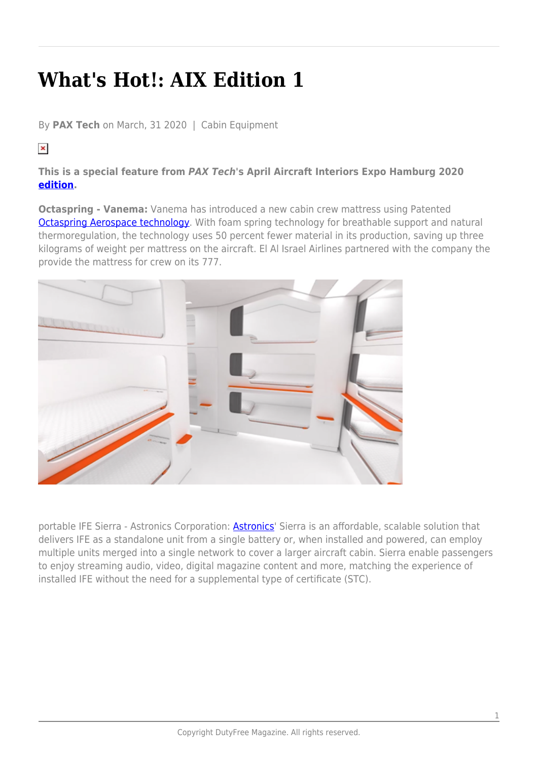# What's Hot!: AIX Edition 1

By **PAX Tech** on March, 31 2020 | Cabin Equipment

**This is a special feature from *PAX Tech*'s April Aircraft Interiors Expo Hamburg 2020 edition.**

**Octaspring - Vanema:** Vanema has introduced a new cabin crew mattress using Patented Octaspring Aerospace technology. With foam spring technology for breathable support and natural thermoregulation, the technology uses 50 percent fewer material in its production, saving up three kilograms of weight per mattress on the aircraft. El Al Israel Airlines partnered with the company the provide the mattress for crew on its 777.

portable IFE Sierra - Astronics Corporation: Astronics' Sierra is an affordable, scalable solution that delivers IFE as a standalone unit from a single battery or, when installed and powered, can employ multiple units merged into a single network to cover a larger aircraft cabin. Sierra enable passengers to enjoy streaming audio, video, digital magazine content and more, matching the experience of installed IFE without the need for a supplemental type of certificate (STC).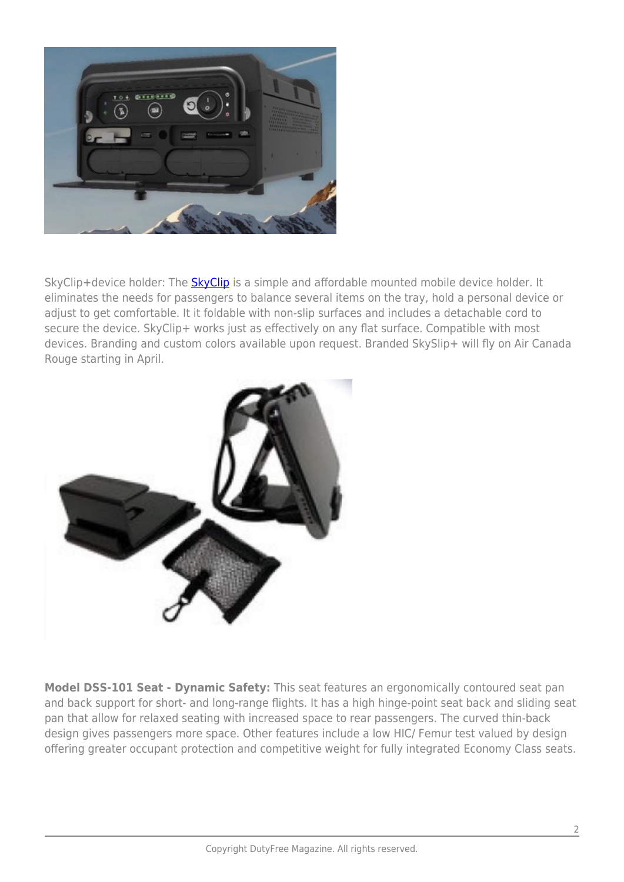SkyClip+device holder: The [SkyClip](SkyClip) is a simple and affordable mounted mobile device holder. It eliminates the needs for passengers to balance several items on the tray, hold a personal device or adjust to get comfortable. It it foldable with non-slip surfaces and includes a detachable cord to secure the device. SkyClip+ works just as effectively on any flat surface. Compatible with most devices. Branding and custom colors available upon request. Branded SkySlip+ will fly on Air Canada Rouge starting in April.

**Model DSS-101 Seat - Dynamic Safety:** This seat features an ergonomically contoured seat pan and back support for short- and long-range flights. It has a high hinge-point seat back and sliding seat pan that allow for relaxed seating with increased space to rear passengers. The curved thin-back design gives passengers more space. Other features include a low HIC/ Femur test valued by design offering greater occupant protection and competitive weight for fully integrated Economy Class seats.